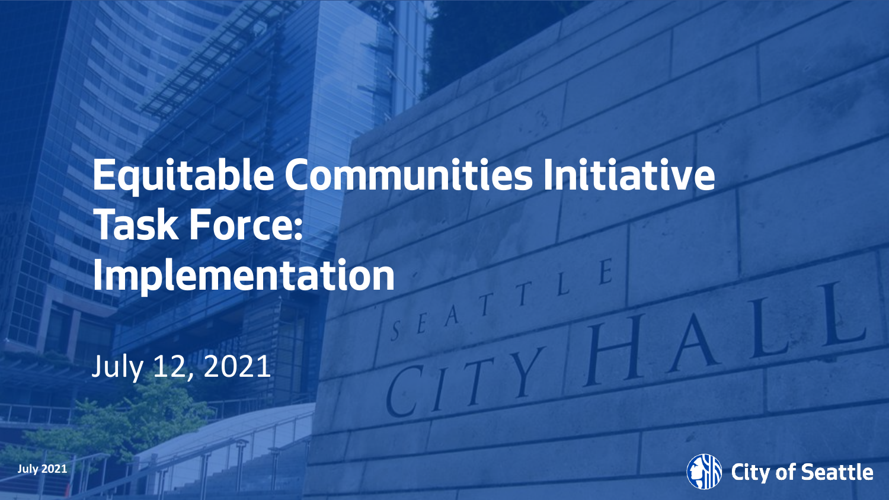# Equitable Communities Initiative Task Force: Implementation

July 12, 2021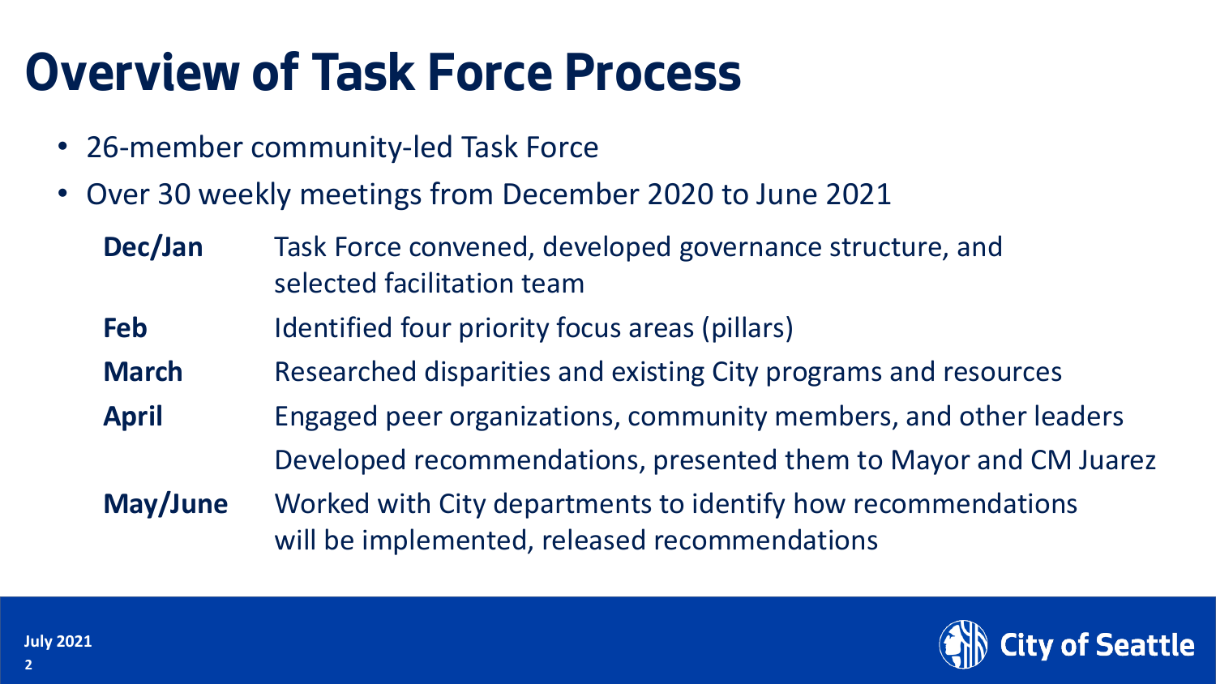# Overview of Task Force Process

- 26-member community-led Task Force
- Over 30 weekly meetings from December 2020 to June 2021

| | |
|---|---|
| **Dec/Jan** | Task Force convened, developed governance structure, and selected facilitation team |
| **Feb** | Identified four priority focus areas (pillars) |
| **March** | Researched disparities and existing City programs and resources |
| **April** | Engaged peer organizations, community members, and other leaders<br>Developed recommendations, presented them to Mayor and CM Juarez |
| **May/June** | Worked with City departments to identify how recommendations will be implemented, released recommendations |

July 2021

City of Seattle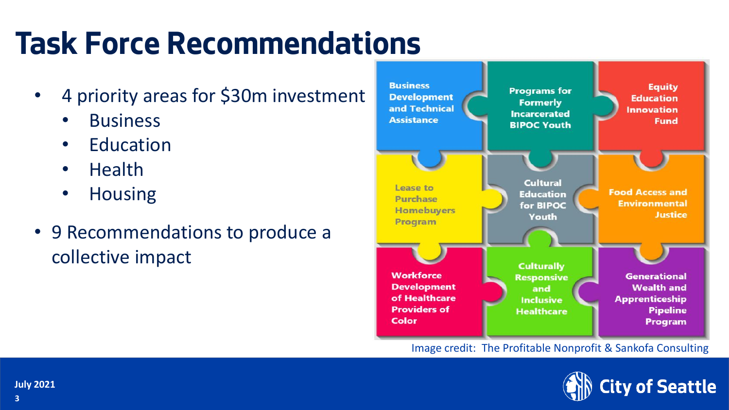# Task Force Recommendations

- 4 priority areas for $30m investment
  - Business
  - Education
  - Health
  - Housing
- 9 Recommendations to produce a collective impact

Business Development and Technical Assistance

Programs for Formerly Incarcerated BIPOC Youth

Equity Education Innovation Fund

Lease to Purchase Homebuyers Program

Cultural Education for BIPOC Youth

Food Access and Environmental Justice

Workforce Development of Healthcare Providers of Color

Culturally Responsive and Inclusive Healthcare

Generational Wealth and Apprenticeship Pipeline Program

Image credit: The Profitable Nonprofit & Sankofa Consulting

July 2021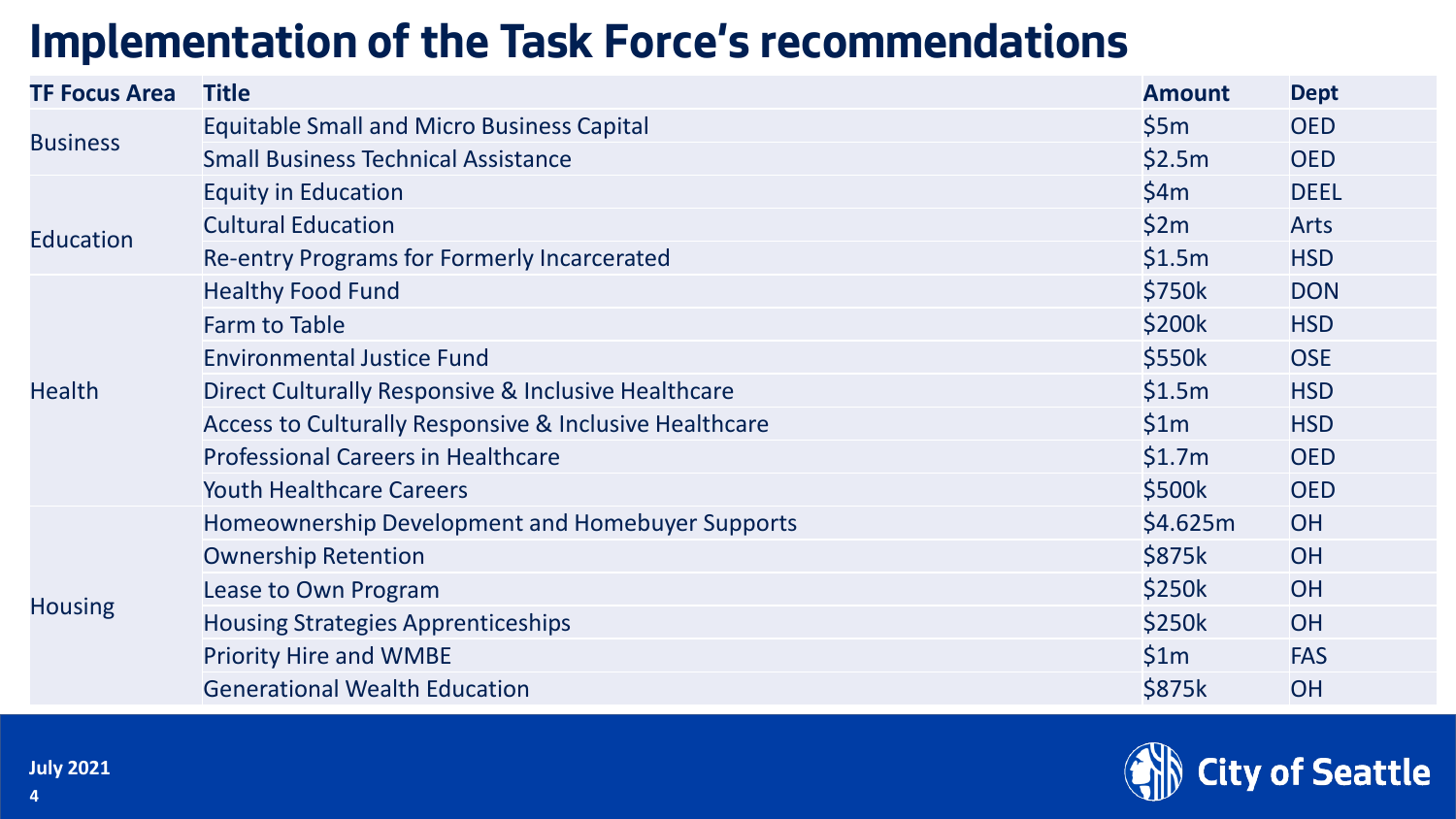# Implementation of the Task Force's recommendations

| TF Focus Area | Title | Amount | Dept |
|---|---|---|---|
| Business | Equitable Small and Micro Business Capital | $5m | OED |
| | Small Business Technical Assistance | $2.5m | OED |
| Education | Equity in Education | $4m | DEEL |
| | Cultural Education | $2m | Arts |
| | Re-entry Programs for Formerly Incarcerated | $1.5m | HSD |
| Health | Healthy Food Fund | $750k | DON |
| | Farm to Table | $200k | HSD |
| | Environmental Justice Fund | $550k | OSE |
| | Direct Culturally Responsive & Inclusive Healthcare | $1.5m | HSD |
| | Access to Culturally Responsive & Inclusive Healthcare | $1m | HSD |
| | Professional Careers in Healthcare | $1.7m | OED |
| | Youth Healthcare Careers | $500k | OED |
| Housing | Homeownership Development and Homebuyer Supports | $4.625m | OH |
| | Ownership Retention | $875k | OH |
| | Lease to Own Program | $250k | OH |
| | Housing Strategies Apprenticeships | $250k | OH |
| | Priority Hire and WMBE | $1m | FAS |
| | Generational Wealth Education | $875k | OH |

July 2021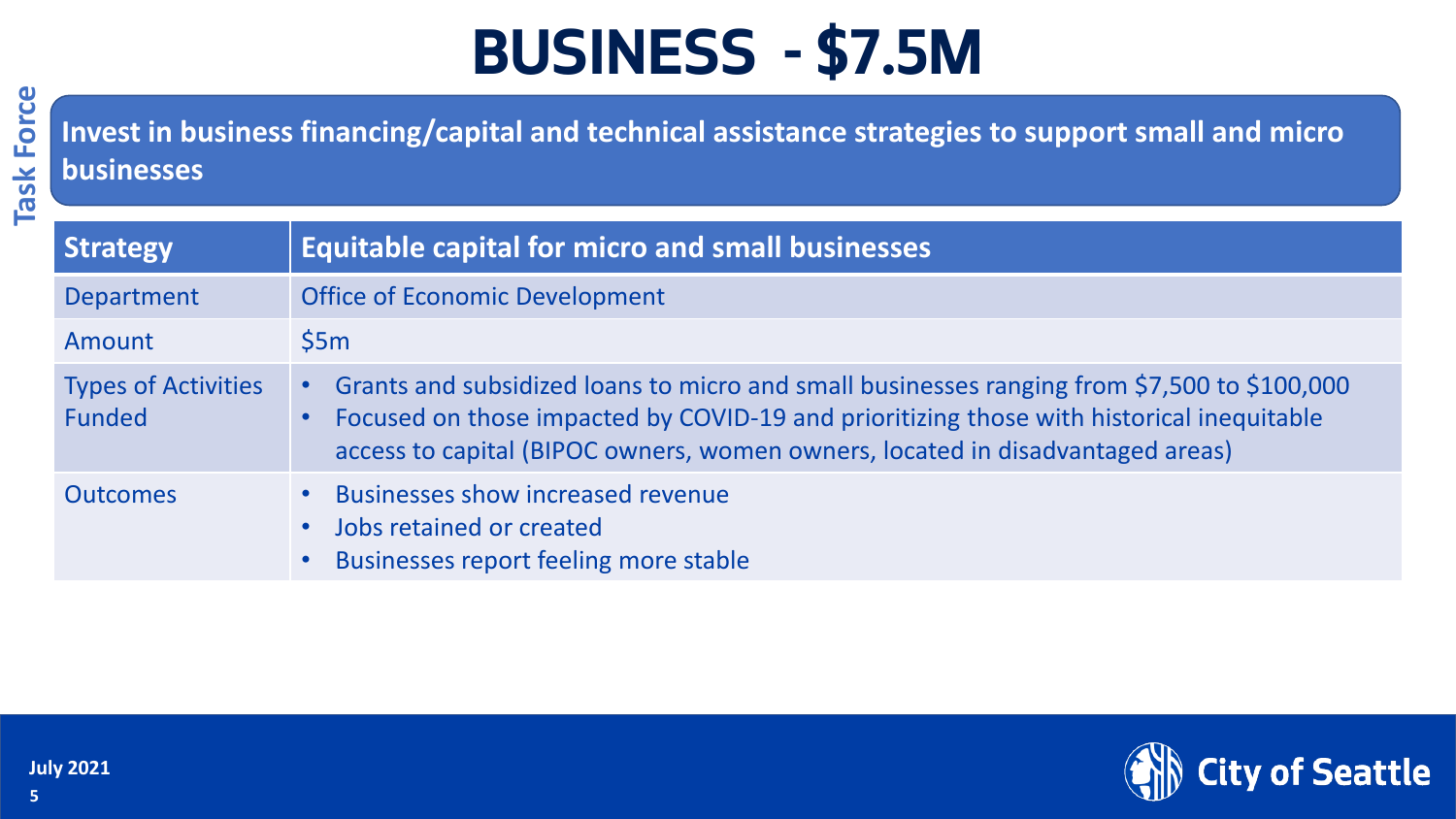Task Force

# BUSINESS - $7.5M

**Invest in business financing/capital and technical assistance strategies to support small and micro businesses**

| Strategy | Equitable capital for micro and small businesses |
|---|---|
| Department | Office of Economic Development |
| Amount | $5m |
| Types of Activities Funded | • Grants and subsidized loans to micro and small businesses ranging from $7,500 to $100,000<br>• Focused on those impacted by COVID-19 and prioritizing those with historical inequitable access to capital (BIPOC owners, women owners, located in disadvantaged areas) |
| Outcomes | • Businesses show increased revenue<br>• Jobs retained or created<br>• Businesses report feeling more stable |

July 2021

City of Seattle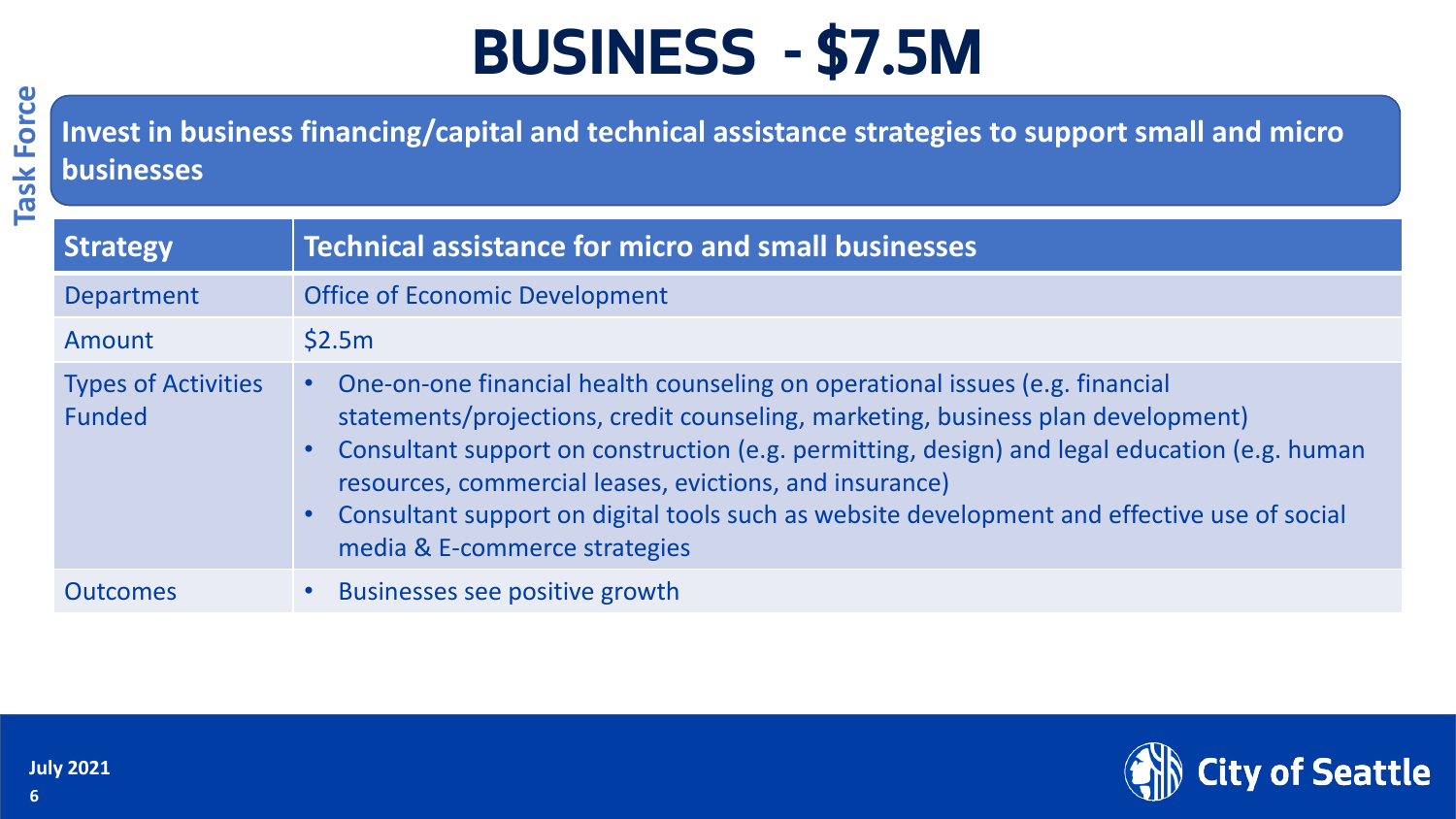# BUSINESS - $7.5M

Task Force

**Invest in business financing/capital and technical assistance strategies to support small and micro businesses**

| Strategy | Technical assistance for micro and small businesses |
| --- | --- |
| Department | Office of Economic Development |
| Amount | $2.5m |
| Types of Activities Funded | • One-on-one financial health counseling on operational issues (e.g. financial statements/projections, credit counseling, marketing, business plan development)<br>• Consultant support on construction (e.g. permitting, design) and legal education (e.g. human resources, commercial leases, evictions, and insurance)<br>• Consultant support on digital tools such as website development and effective use of social media & E-commerce strategies |
| Outcomes | • Businesses see positive growth |

July 2021

City of Seattle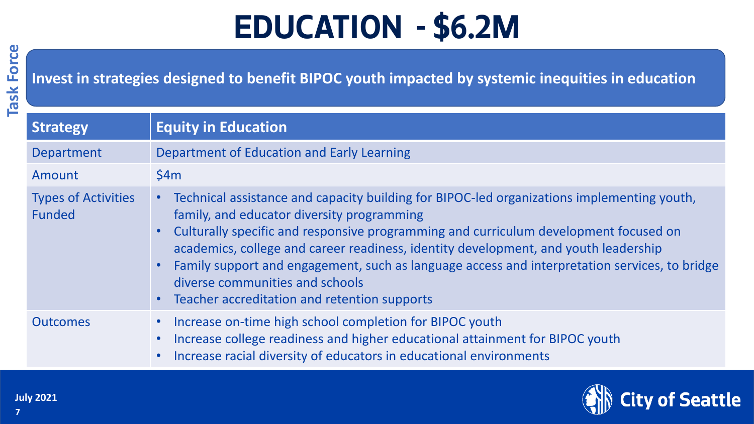# EDUCATION - $6.2M

Task Force

**Invest in strategies designed to benefit BIPOC youth impacted by systemic inequities in education**

| Strategy | Equity in Education |
|---|---|
| Department | Department of Education and Early Learning |
| Amount | $4m |
| Types of Activities Funded | • Technical assistance and capacity building for BIPOC-led organizations implementing youth, family, and educator diversity programming<br>• Culturally specific and responsive programming and curriculum development focused on academics, college and career readiness, identity development, and youth leadership<br>• Family support and engagement, such as language access and interpretation services, to bridge diverse communities and schools<br>• Teacher accreditation and retention supports |
| Outcomes | • Increase on-time high school completion for BIPOC youth<br>• Increase college readiness and higher educational attainment for BIPOC youth<br>• Increase racial diversity of educators in educational environments |

July 2021

City of Seattle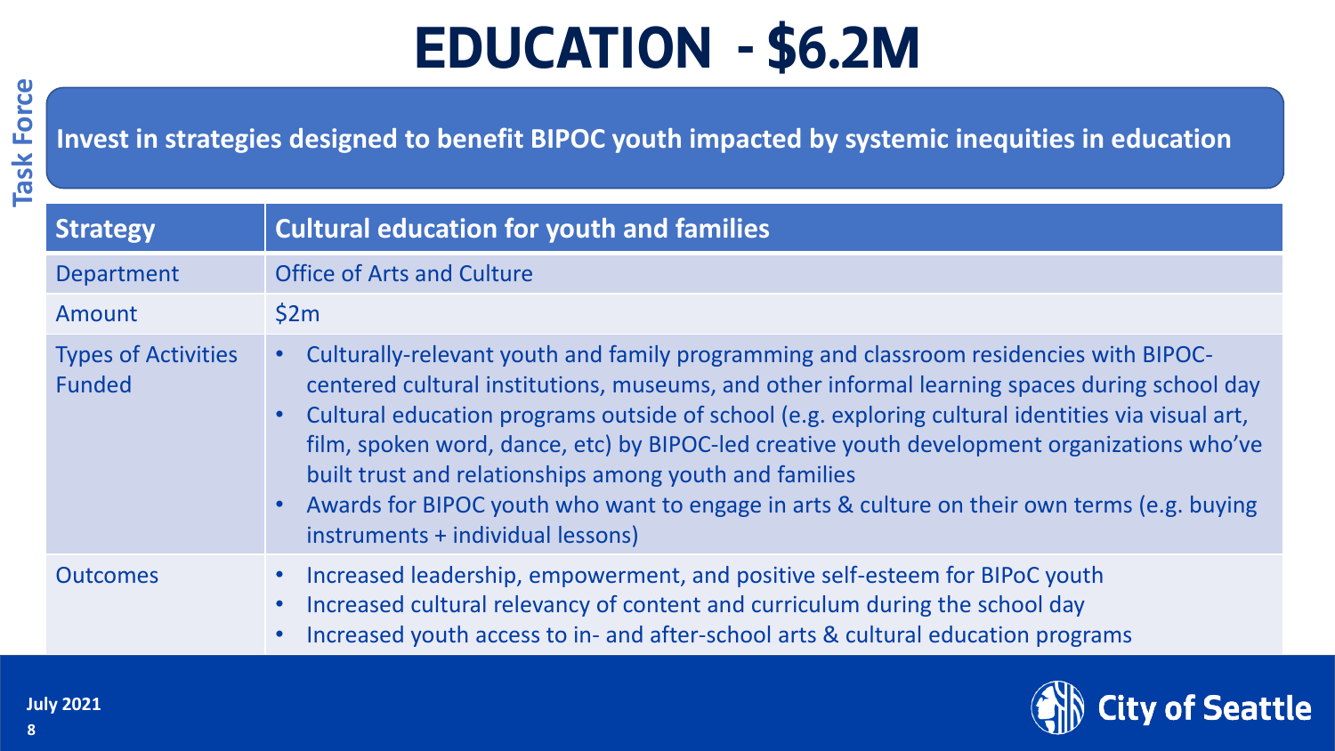# EDUCATION - $6.2M

**Task Force**

**Invest in strategies designed to benefit BIPOC youth impacted by systemic inequities in education**

| Strategy | Cultural education for youth and families |
| --- | --- |
| Department | Office of Arts and Culture |
| Amount | $2m |
| Types of Activities Funded | • Culturally-relevant youth and family programming and classroom residencies with BIPOC-centered cultural institutions, museums, and other informal learning spaces during school day<br>• Cultural education programs outside of school (e.g. exploring cultural identities via visual art, film, spoken word, dance, etc) by BIPOC-led creative youth development organizations who've built trust and relationships among youth and families<br>• Awards for BIPOC youth who want to engage in arts & culture on their own terms (e.g. buying instruments + individual lessons) |
| Outcomes | • Increased leadership, empowerment, and positive self-esteem for BIPoC youth<br>• Increased cultural relevancy of content and curriculum during the school day<br>• Increased youth access to in- and after-school arts & cultural education programs |

July 2021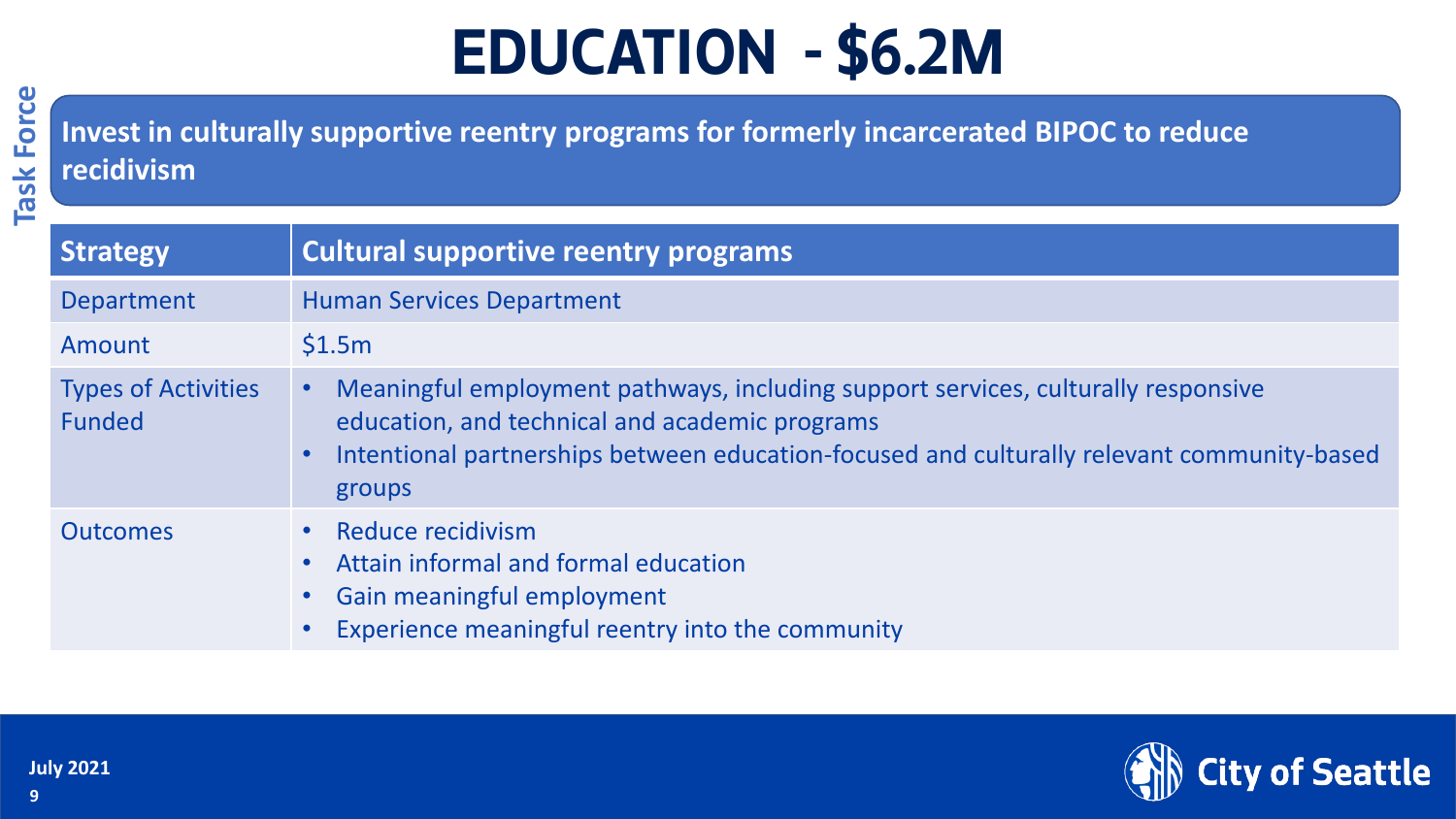# EDUCATION - $6.2M

Task Force

**Invest in culturally supportive reentry programs for formerly incarcerated BIPOC to reduce recidivism**

| Strategy | Cultural supportive reentry programs |
|---|---|
| Department | Human Services Department |
| Amount | $1.5m |
| Types of Activities Funded | • Meaningful employment pathways, including support services, culturally responsive education, and technical and academic programs<br>• Intentional partnerships between education-focused and culturally relevant community-based groups |
| Outcomes | • Reduce recidivism<br>• Attain informal and formal education<br>• Gain meaningful employment<br>• Experience meaningful reentry into the community |

July 2021

City of Seattle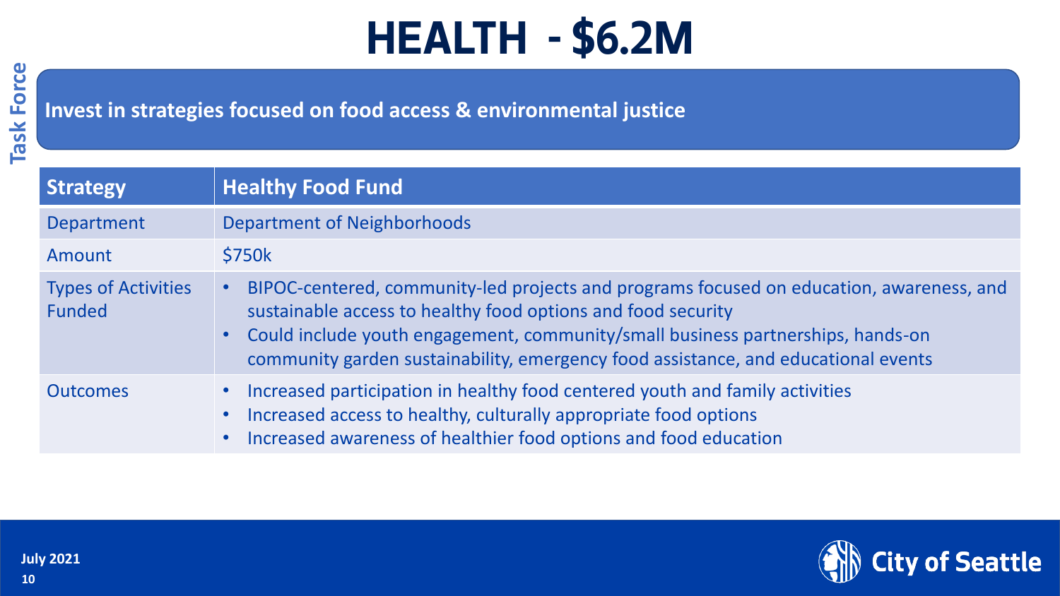# HEALTH - $6.2M

Task Force

**Invest in strategies focused on food access & environmental justice**

| Strategy | Healthy Food Fund |
| --- | --- |
| Department | Department of Neighborhoods |
| Amount | $750k |
| Types of Activities Funded | • BIPOC-centered, community-led projects and programs focused on education, awareness, and sustainable access to healthy food options and food security<br>• Could include youth engagement, community/small business partnerships, hands-on community garden sustainability, emergency food assistance, and educational events |
| Outcomes | • Increased participation in healthy food centered youth and family activities<br>• Increased access to healthy, culturally appropriate food options<br>• Increased awareness of healthier food options and food education |

July 2021

City of Seattle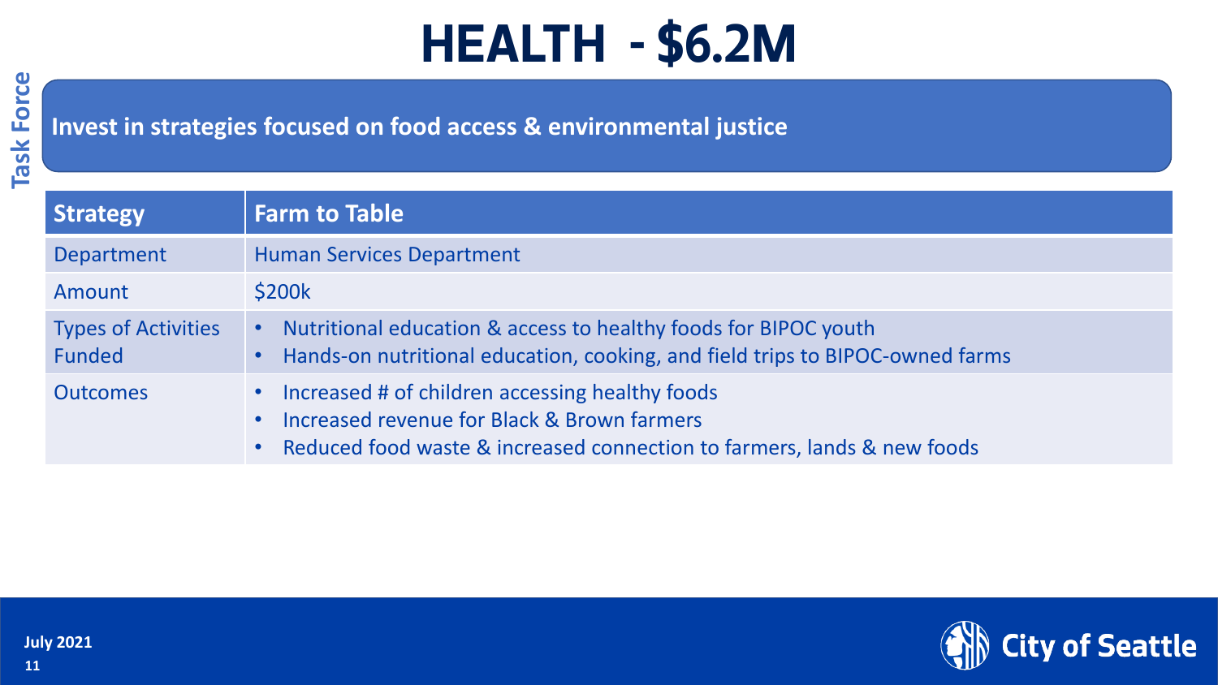# HEALTH - $6.2M

Task Force

**Invest in strategies focused on food access & environmental justice**

| Strategy | Farm to Table |
|---|---|
| Department | Human Services Department |
| Amount | $200k |
| Types of Activities Funded | • Nutritional education & access to healthy foods for BIPOC youth<br>• Hands-on nutritional education, cooking, and field trips to BIPOC-owned farms |
| Outcomes | • Increased # of children accessing healthy foods<br>• Increased revenue for Black & Brown farmers<br>• Reduced food waste & increased connection to farmers, lands & new foods |

July 2021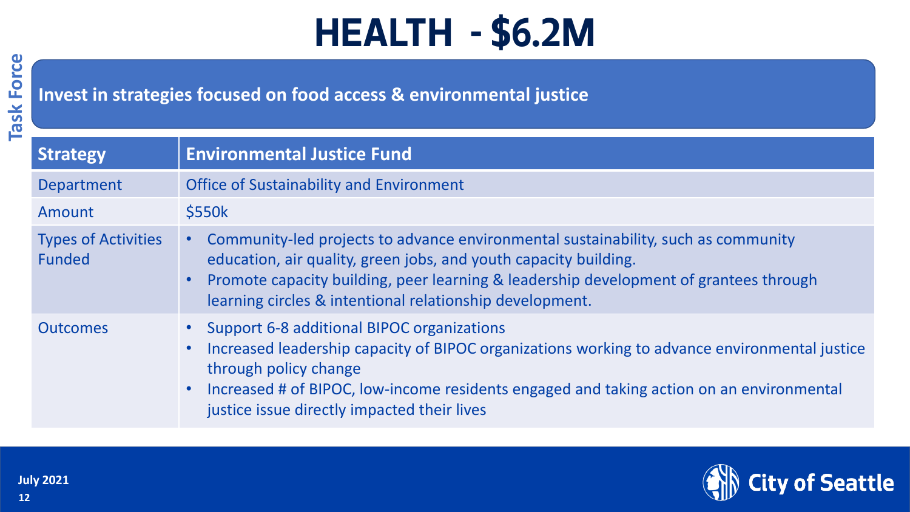# HEALTH - $6.2M

Task Force

**Invest in strategies focused on food access & environmental justice**

| Strategy | Environmental Justice Fund |
|---|---|
| Department | Office of Sustainability and Environment |
| Amount | $550k |
| Types of Activities Funded | • Community-led projects to advance environmental sustainability, such as community education, air quality, green jobs, and youth capacity building.<br>• Promote capacity building, peer learning & leadership development of grantees through learning circles & intentional relationship development. |
| Outcomes | • Support 6-8 additional BIPOC organizations<br>• Increased leadership capacity of BIPOC organizations working to advance environmental justice through policy change<br>• Increased # of BIPOC, low-income residents engaged and taking action on an environmental justice issue directly impacted their lives |

July 2021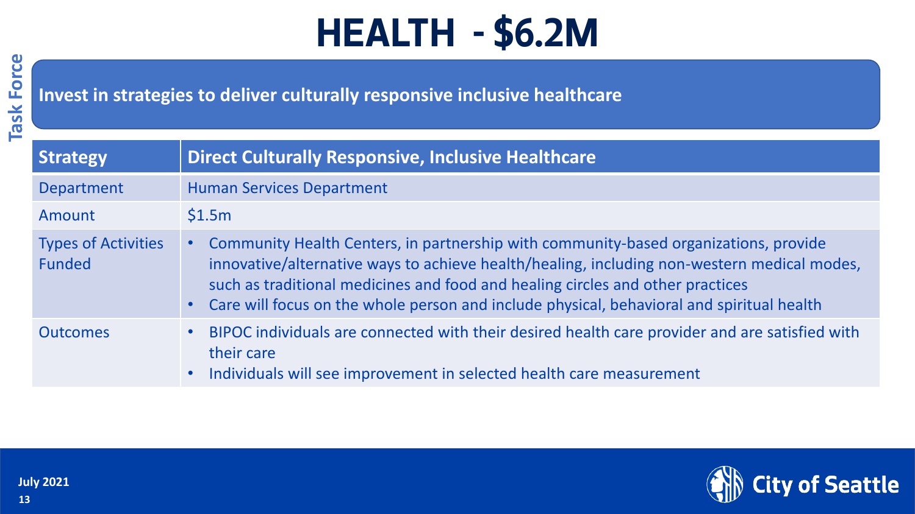# HEALTH - $6.2M

Task Force

**Invest in strategies to deliver culturally responsive inclusive healthcare**

| Strategy | Direct Culturally Responsive, Inclusive Healthcare |
|---|---|
| Department | Human Services Department |
| Amount | $1.5m |
| Types of Activities Funded | • Community Health Centers, in partnership with community-based organizations, provide innovative/alternative ways to achieve health/healing, including non-western medical modes, such as traditional medicines and food and healing circles and other practices<br>• Care will focus on the whole person and include physical, behavioral and spiritual health |
| Outcomes | • BIPOC individuals are connected with their desired health care provider and are satisfied with their care<br>• Individuals will see improvement in selected health care measurement |

July 2021

City of Seattle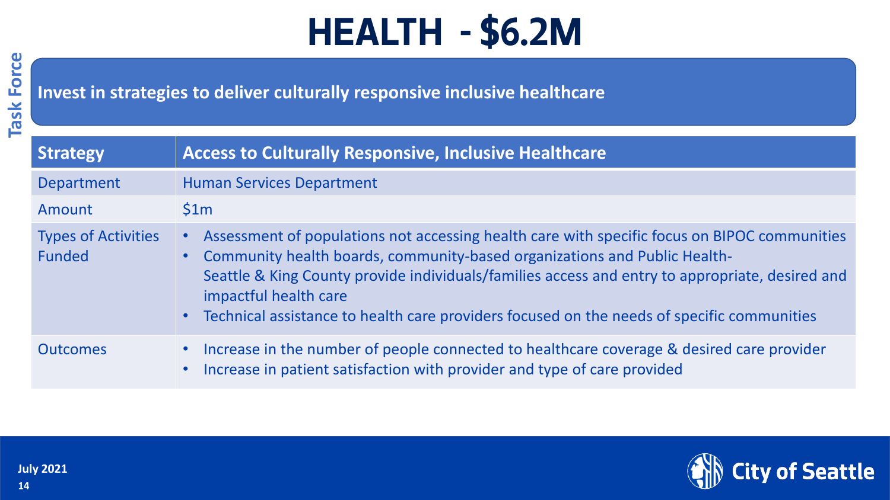Task Force

# HEALTH - $6.2M

**Invest in strategies to deliver culturally responsive inclusive healthcare**

| Strategy | Access to Culturally Responsive, Inclusive Healthcare |
|---|---|
| Department | Human Services Department |
| Amount | $1m |
| Types of Activities Funded | • Assessment of populations not accessing health care with specific focus on BIPOC communities<br>• Community health boards, community-based organizations and Public Health-Seattle & King County provide individuals/families access and entry to appropriate, desired and impactful health care<br>• Technical assistance to health care providers focused on the needs of specific communities |
| Outcomes | • Increase in the number of people connected to healthcare coverage & desired care provider<br>• Increase in patient satisfaction with provider and type of care provided |

July 2021

City of Seattle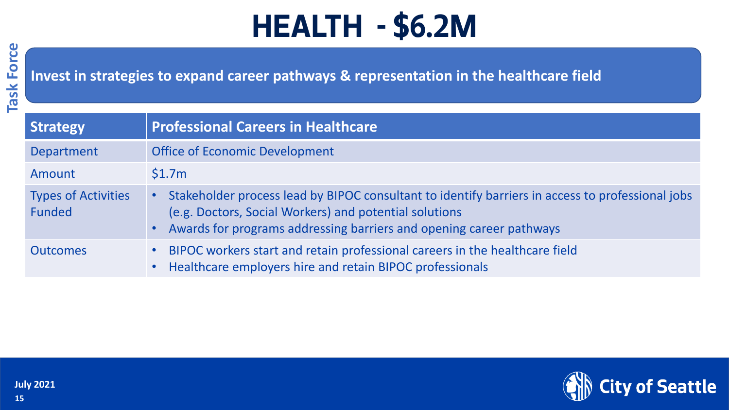# HEALTH - $6.2M

**Invest in strategies to expand career pathways & representation in the healthcare field**

| Strategy | Professional Careers in Healthcare |
|---|---|
| Department | Office of Economic Development |
| Amount | $1.7m |
| Types of Activities Funded | • Stakeholder process lead by BIPOC consultant to identify barriers in access to professional jobs (e.g. Doctors, Social Workers) and potential solutions<br>• Awards for programs addressing barriers and opening career pathways |
| Outcomes | • BIPOC workers start and retain professional careers in the healthcare field<br>• Healthcare employers hire and retain BIPOC professionals |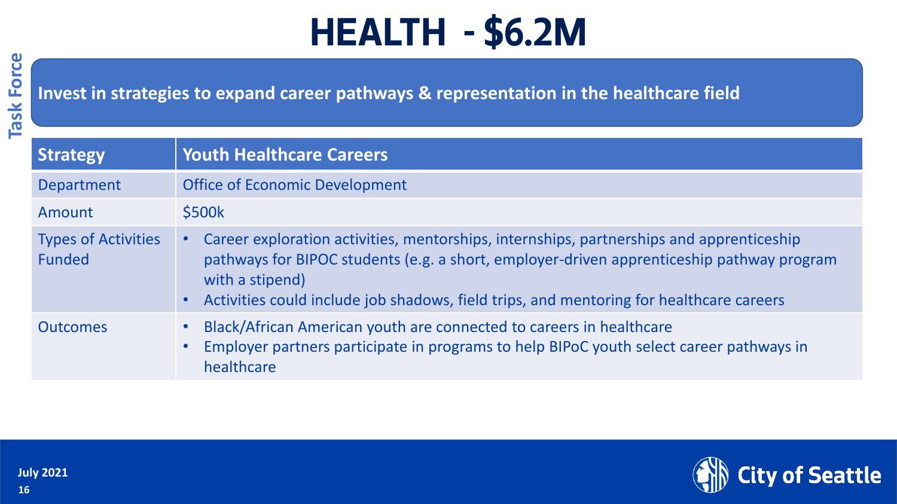# HEALTH - $6.2M

Task Force

**Invest in strategies to expand career pathways & representation in the healthcare field**

| Strategy | Youth Healthcare Careers |
|---|---|
| Department | Office of Economic Development |
| Amount | $500k |
| Types of Activities Funded | • Career exploration activities, mentorships, internships, partnerships and apprenticeship pathways for BIPOC students (e.g. a short, employer-driven apprenticeship pathway program with a stipend)<br>• Activities could include job shadows, field trips, and mentoring for healthcare careers |
| Outcomes | • Black/African American youth are connected to careers in healthcare<br>• Employer partners participate in programs to help BIPoC youth select career pathways in healthcare |

July 2021

City of Seattle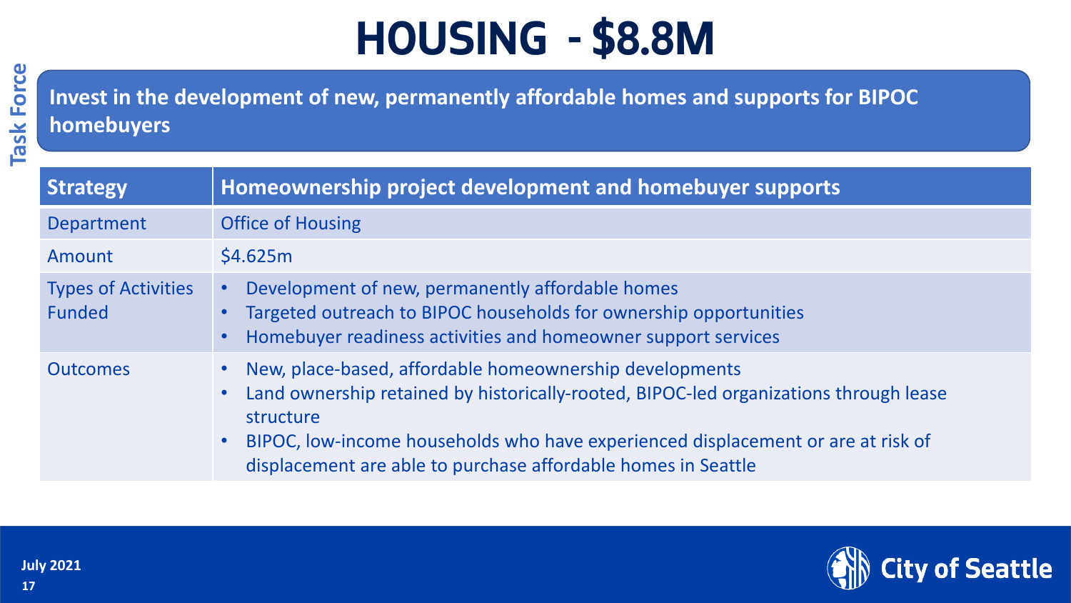# HOUSING - $8.8M

Task Force

**Invest in the development of new, permanently affordable homes and supports for BIPOC homebuyers**

| Strategy | Homeownership project development and homebuyer supports |
| --- | --- |
| Department | Office of Housing |
| Amount | $4.625m |
| Types of Activities Funded | • Development of new, permanently affordable homes<br>• Targeted outreach to BIPOC households for ownership opportunities<br>• Homebuyer readiness activities and homeowner support services |
| Outcomes | • New, place-based, affordable homeownership developments<br>• Land ownership retained by historically-rooted, BIPOC-led organizations through lease structure<br>• BIPOC, low-income households who have experienced displacement or are at risk of displacement are able to purchase affordable homes in Seattle |

July 2021

City of Seattle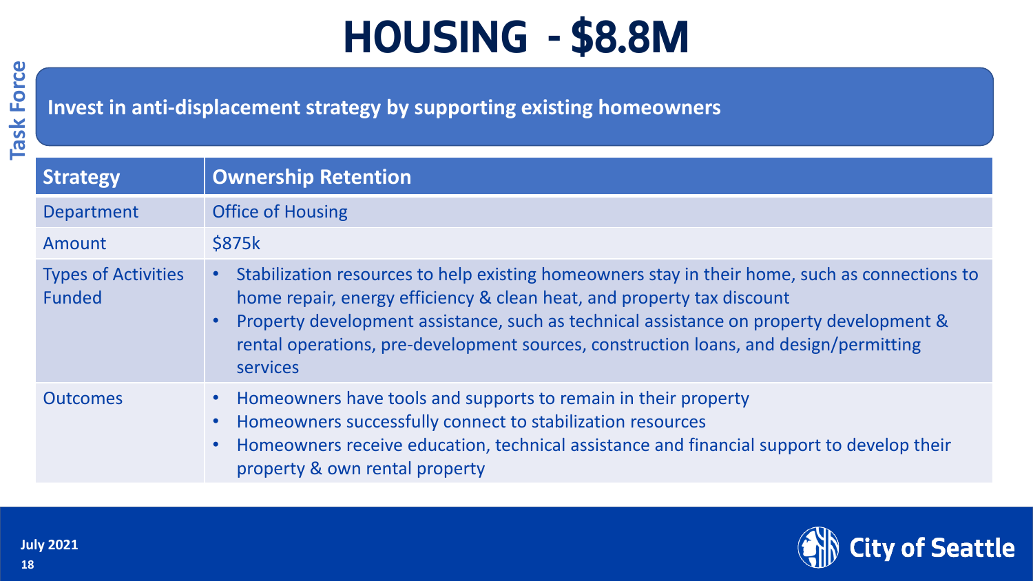# HOUSING - $8.8M

Task Force

**Invest in anti-displacement strategy by supporting existing homeowners**

| Strategy | Ownership Retention |
|---|---|
| Department | Office of Housing |
| Amount | $875k |
| Types of Activities Funded | • Stabilization resources to help existing homeowners stay in their home, such as connections to home repair, energy efficiency & clean heat, and property tax discount<br>• Property development assistance, such as technical assistance on property development & rental operations, pre-development sources, construction loans, and design/permitting services |
| Outcomes | • Homeowners have tools and supports to remain in their property<br>• Homeowners successfully connect to stabilization resources<br>• Homeowners receive education, technical assistance and financial support to develop their property & own rental property |

July 2021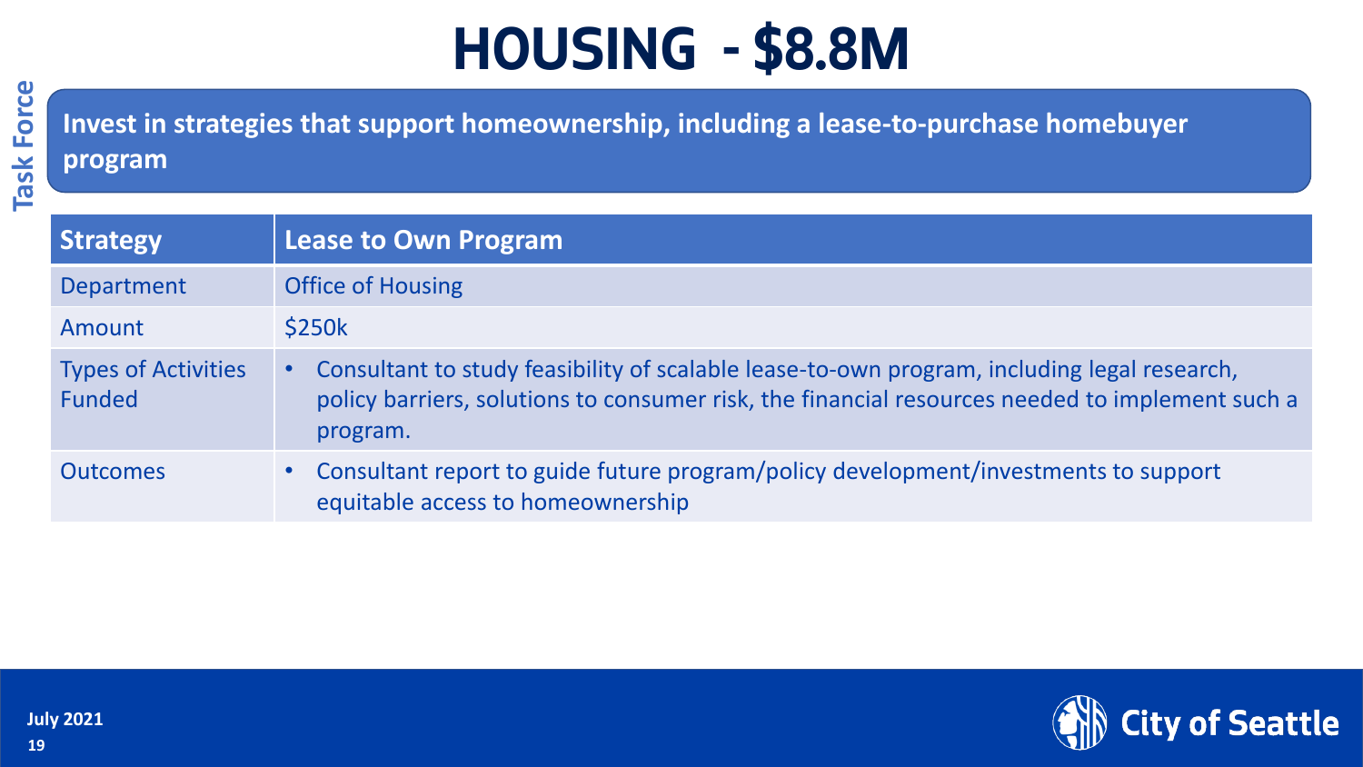# HOUSING - $8.8M

Task Force

**Invest in strategies that support homeownership, including a lease-to-purchase homebuyer program**

| Strategy | Lease to Own Program |
| --- | --- |
| Department | Office of Housing |
| Amount | $250k |
| Types of Activities Funded | • Consultant to study feasibility of scalable lease-to-own program, including legal research, policy barriers, solutions to consumer risk, the financial resources needed to implement such a program. |
| Outcomes | • Consultant report to guide future program/policy development/investments to support equitable access to homeownership |

July 2021

City of Seattle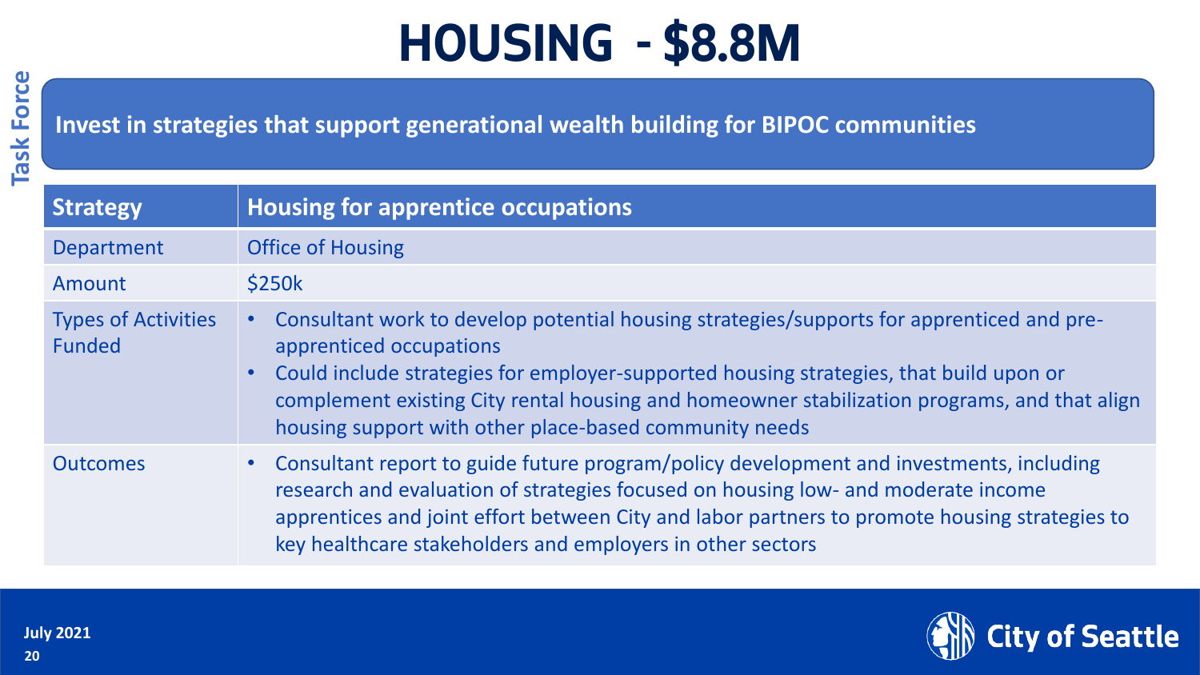# HOUSING - $8.8M

Task Force

**Invest in strategies that support generational wealth building for BIPOC communities**

| Strategy | Housing for apprentice occupations |
| --- | --- |
| Department | Office of Housing |
| Amount | $250k |
| Types of Activities Funded | • Consultant work to develop potential housing strategies/supports for apprenticed and pre-apprenticed occupations<br>• Could include strategies for employer-supported housing strategies, that build upon or complement existing City rental housing and homeowner stabilization programs, and that align housing support with other place-based community needs |
| Outcomes | • Consultant report to guide future program/policy development and investments, including research and evaluation of strategies focused on housing low- and moderate income apprentices and joint effort between City and labor partners to promote housing strategies to key healthcare stakeholders and employers in other sectors |

July 2021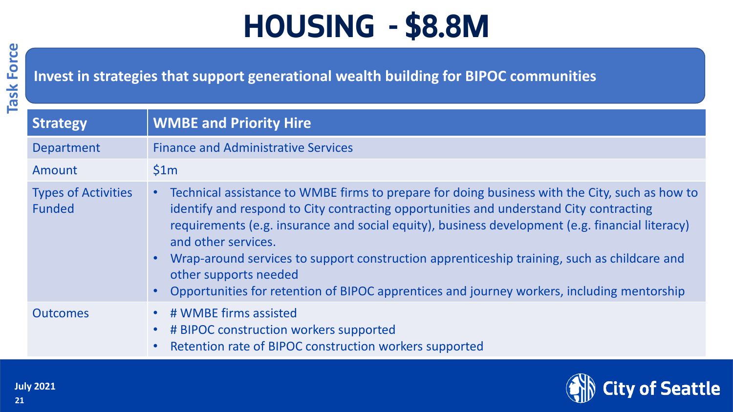# HOUSING - $8.8M

Task Force

**Invest in strategies that support generational wealth building for BIPOC communities**

| Strategy | WMBE and Priority Hire |
|---|---|
| Department | Finance and Administrative Services |
| Amount | $1m |
| Types of Activities Funded | • Technical assistance to WMBE firms to prepare for doing business with the City, such as how to identify and respond to City contracting opportunities and understand City contracting requirements (e.g. insurance and social equity), business development (e.g. financial literacy) and other services.<br>• Wrap-around services to support construction apprenticeship training, such as childcare and other supports needed<br>• Opportunities for retention of BIPOC apprentices and journey workers, including mentorship |
| Outcomes | • # WMBE firms assisted<br>• # BIPOC construction workers supported<br>• Retention rate of BIPOC construction workers supported |

July 2021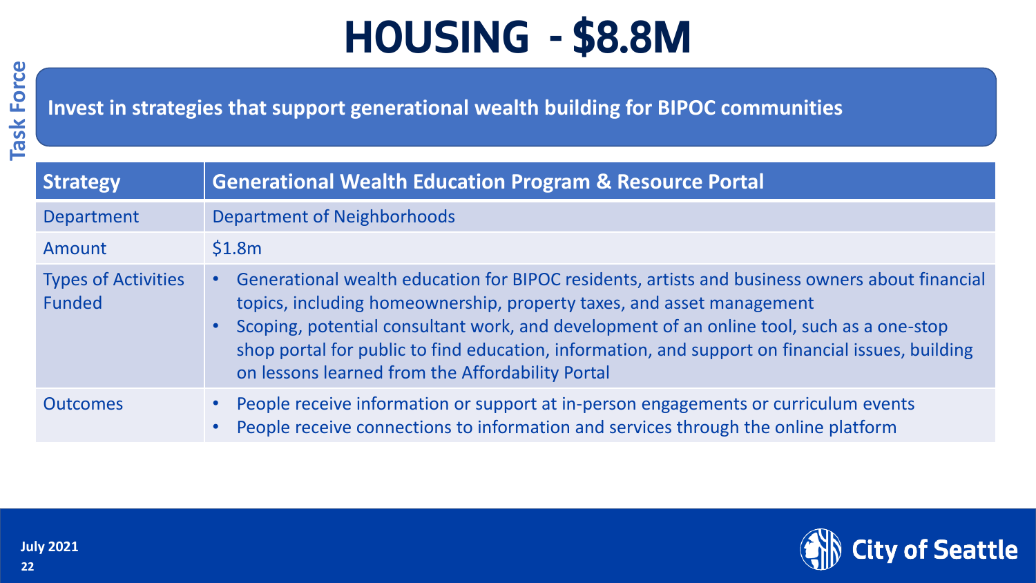# HOUSING - $8.8M

Task Force

**Invest in strategies that support generational wealth building for BIPOC communities**

| Strategy | Generational Wealth Education Program & Resource Portal |
|---|---|
| Department | Department of Neighborhoods |
| Amount | $1.8m |
| Types of Activities Funded | • Generational wealth education for BIPOC residents, artists and business owners about financial topics, including homeownership, property taxes, and asset management<br>• Scoping, potential consultant work, and development of an online tool, such as a one-stop shop portal for public to find education, information, and support on financial issues, building on lessons learned from the Affordability Portal |
| Outcomes | • People receive information or support at in-person engagements or curriculum events<br>• People receive connections to information and services through the online platform |

July 2021

City of Seattle